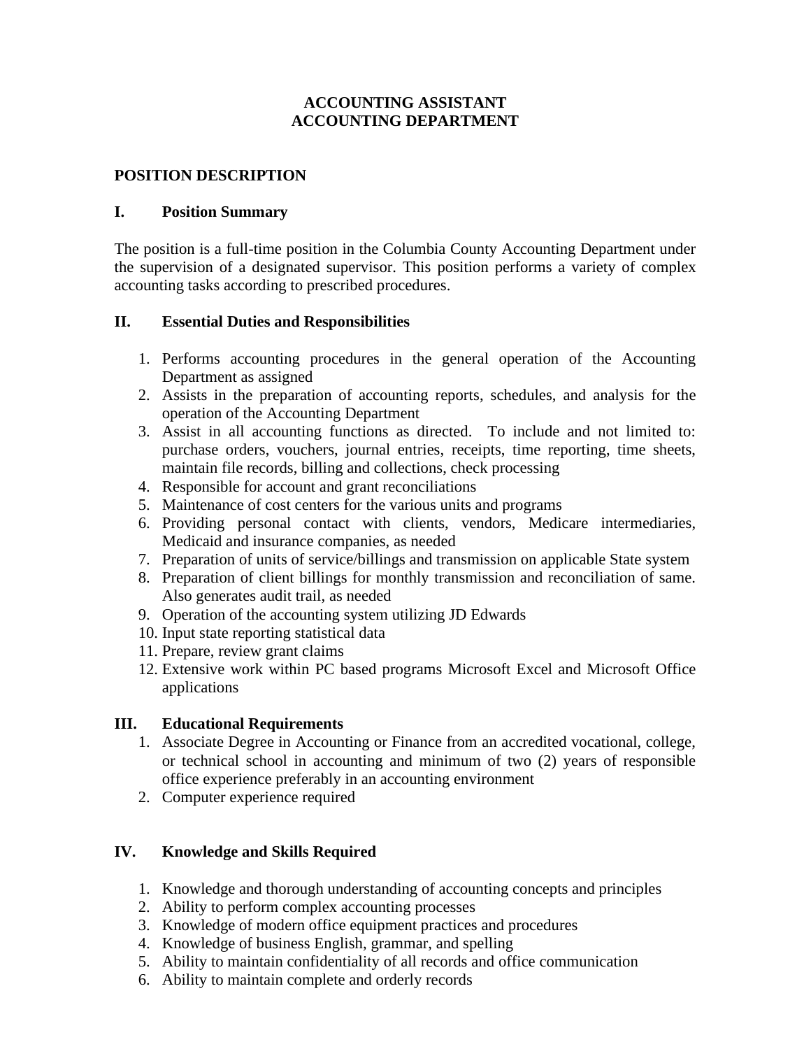# ACCOUNTING ASSISTANT
# ACCOUNTING DEPARTMENT

## POSITION DESCRIPTION

### I. Position Summary

The position is a full-time position in the Columbia County Accounting Department under the supervision of a designated supervisor. This position performs a variety of complex accounting tasks according to prescribed procedures.

### II. Essential Duties and Responsibilities

1. Performs accounting procedures in the general operation of the Accounting Department as assigned
2. Assists in the preparation of accounting reports, schedules, and analysis for the operation of the Accounting Department
3. Assist in all accounting functions as directed. To include and not limited to: purchase orders, vouchers, journal entries, receipts, time reporting, time sheets, maintain file records, billing and collections, check processing
4. Responsible for account and grant reconciliations
5. Maintenance of cost centers for the various units and programs
6. Providing personal contact with clients, vendors, Medicare intermediaries, Medicaid and insurance companies, as needed
7. Preparation of units of service/billings and transmission on applicable State system
8. Preparation of client billings for monthly transmission and reconciliation of same. Also generates audit trail, as needed
9. Operation of the accounting system utilizing JD Edwards
10. Input state reporting statistical data
11. Prepare, review grant claims
12. Extensive work within PC based programs Microsoft Excel and Microsoft Office applications

### III. Educational Requirements

1. Associate Degree in Accounting or Finance from an accredited vocational, college, or technical school in accounting and minimum of two (2) years of responsible office experience preferably in an accounting environment
2. Computer experience required

### IV. Knowledge and Skills Required

1. Knowledge and thorough understanding of accounting concepts and principles
2. Ability to perform complex accounting processes
3. Knowledge of modern office equipment practices and procedures
4. Knowledge of business English, grammar, and spelling
5. Ability to maintain confidentiality of all records and office communication
6. Ability to maintain complete and orderly records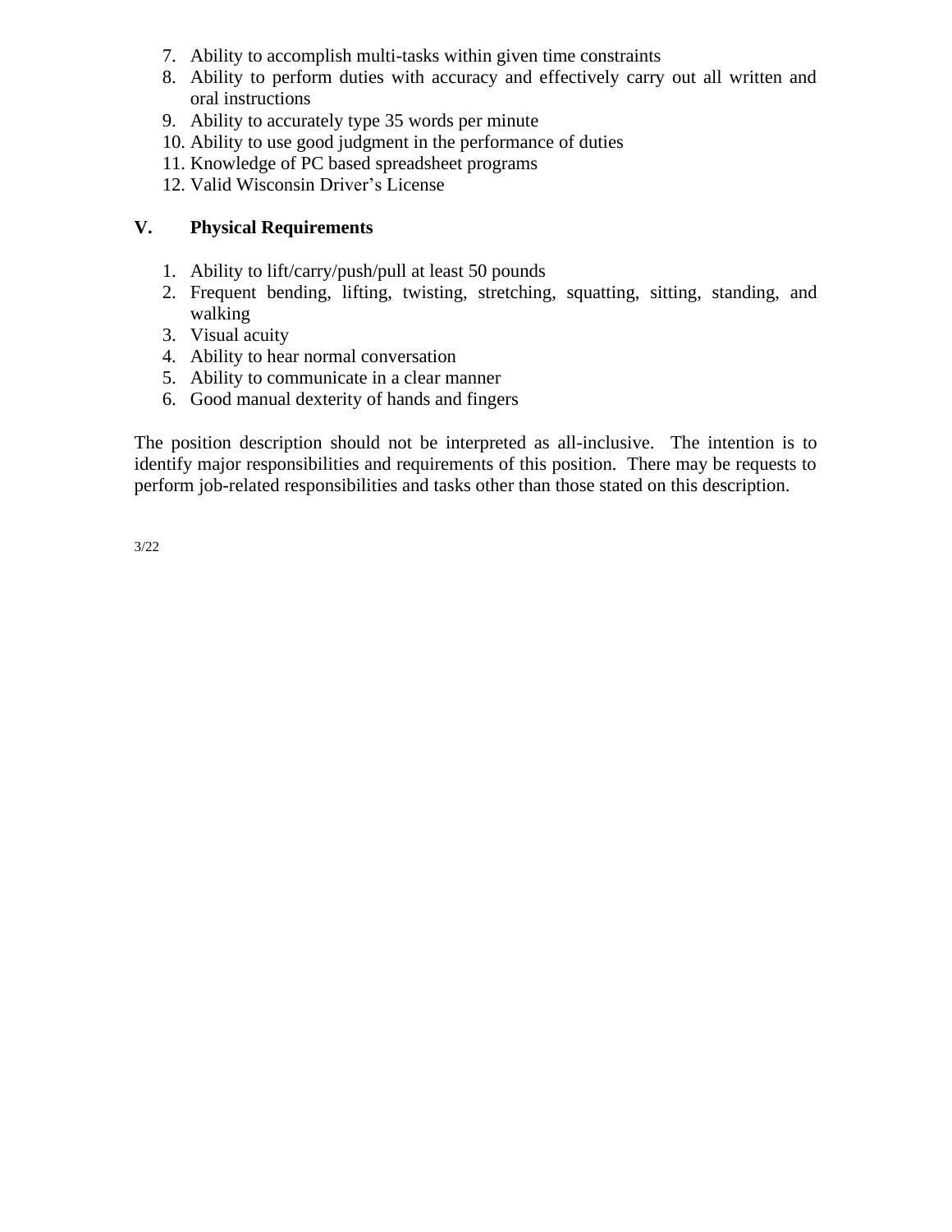7. Ability to accomplish multi-tasks within given time constraints
8. Ability to perform duties with accuracy and effectively carry out all written and oral instructions
9. Ability to accurately type 35 words per minute
10. Ability to use good judgment in the performance of duties
11. Knowledge of PC based spreadsheet programs
12. Valid Wisconsin Driver's License

## V. Physical Requirements

1. Ability to lift/carry/push/pull at least 50 pounds
2. Frequent bending, lifting, twisting, stretching, squatting, sitting, standing, and walking
3. Visual acuity
4. Ability to hear normal conversation
5. Ability to communicate in a clear manner
6. Good manual dexterity of hands and fingers

The position description should not be interpreted as all-inclusive. The intention is to identify major responsibilities and requirements of this position. There may be requests to perform job-related responsibilities and tasks other than those stated on this description.

3/22